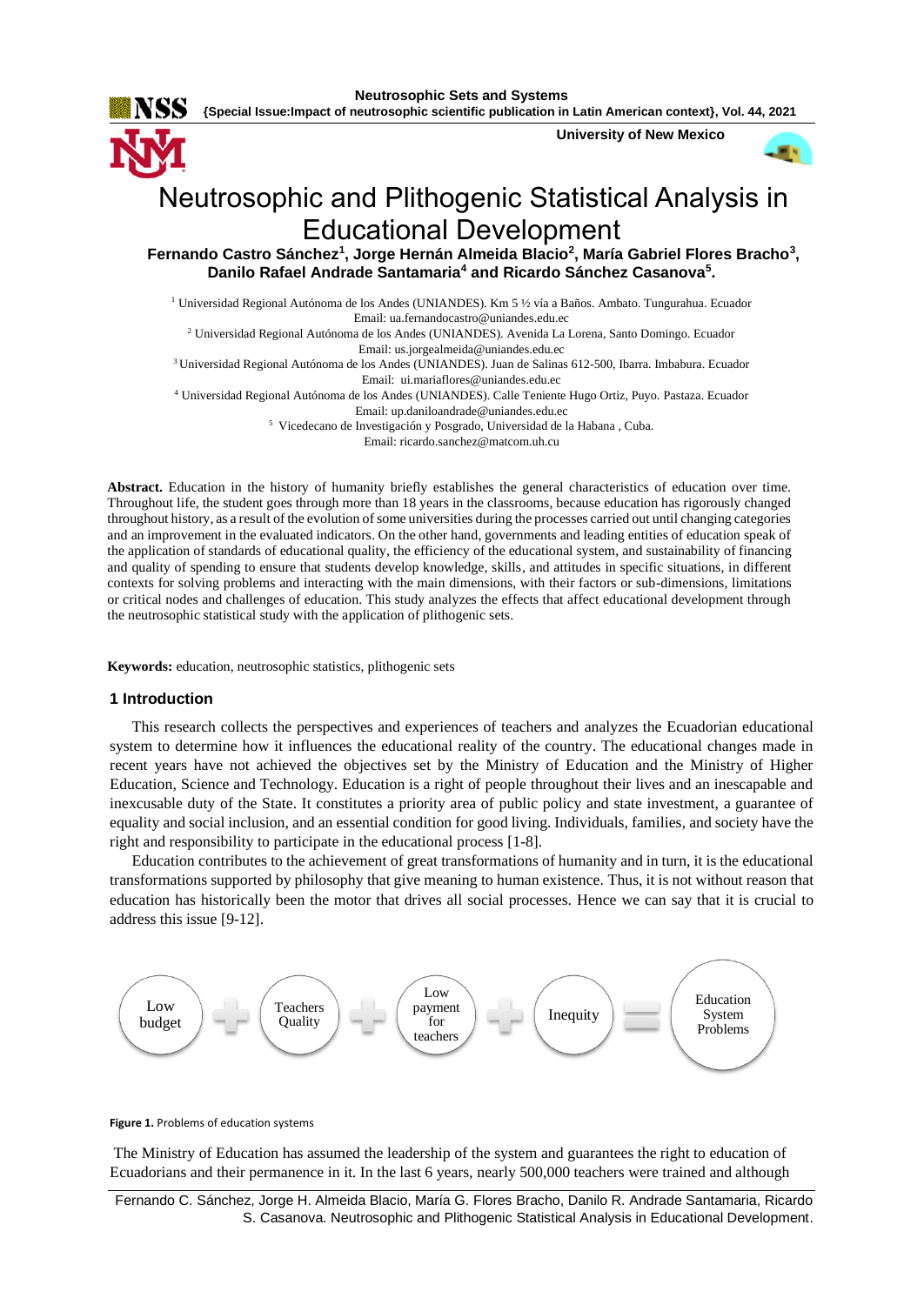# Neutrosophic and Plithogenic Statistical Analysis in Educational Development

**Fernando Castro Sánchez[1], Jorge Hernán Almeida Blacio[2], María Gabriel Flores Bracho[3], Danilo Rafael Andrade Santamaria[4] and Ricardo Sánchez Casanova[5].**

[1] Universidad Regional Autónoma de los Andes (UNIANDES). Km 5 ½ vía a Baños. Ambato. Tungurahua. Ecuador
Email: ua.fernandocastro@uniandes.edu.ec

[2] Universidad Regional Autónoma de los Andes (UNIANDES). Avenida La Lorena, Santo Domingo. Ecuador
Email: us.jorgealmeida@uniandes.edu.ec

[3] Universidad Regional Autónoma de los Andes (UNIANDES). Juan de Salinas 612-500, Ibarra. Imbabura. Ecuador
Email: ui.mariaflores@uniandes.edu.ec

[4] Universidad Regional Autónoma de los Andes (UNIANDES). Calle Teniente Hugo Ortiz, Puyo. Pastaza. Ecuador
Email: up.daniloandrade@uniandes.edu.ec

[5] Vicedecano de Investigación y Posgrado, Universidad de la Habana , Cuba.
Email: ricardo.sanchez@matcom.uh.cu

**Abstract.** Education in the history of humanity briefly establishes the general characteristics of education over time. Throughout life, the student goes through more than 18 years in the classrooms, because education has rigorously changed throughout history, as a result of the evolution of some universities during the processes carried out until changing categories and an improvement in the evaluated indicators. On the other hand, governments and leading entities of education speak of the application of standards of educational quality, the efficiency of the educational system, and sustainability of financing and quality of spending to ensure that students develop knowledge, skills, and attitudes in specific situations, in different contexts for solving problems and interacting with the main dimensions, with their factors or sub-dimensions, limitations or critical nodes and challenges of education. This study analyzes the effects that affect educational development through the neutrosophic statistical study with the application of plithogenic sets.

**Keywords:** education, neutrosophic statistics, plithogenic sets

## 1 Introduction

This research collects the perspectives and experiences of teachers and analyzes the Ecuadorian educational system to determine how it influences the educational reality of the country. The educational changes made in recent years have not achieved the objectives set by the Ministry of Education and the Ministry of Higher Education, Science and Technology. Education is a right of people throughout their lives and an inescapable and inexcusable duty of the State. It constitutes a priority area of public policy and state investment, a guarantee of equality and social inclusion, and an essential condition for good living. Individuals, families, and society have the right and responsibility to participate in the educational process [1-8].

Education contributes to the achievement of great transformations of humanity and in turn, it is the educational transformations supported by philosophy that give meaning to human existence. Thus, it is not without reason that education has historically been the motor that drives all social processes. Hence we can say that it is crucial to address this issue [9-12].

Low budget + Teachers Quality + Low payment for teachers + Inequity = Education System Problems

**Figure 1.** Problems of education systems

The Ministry of Education has assumed the leadership of the system and guarantees the right to education of Ecuadorians and their permanence in it. In the last 6 years, nearly 500,000 teachers were trained and although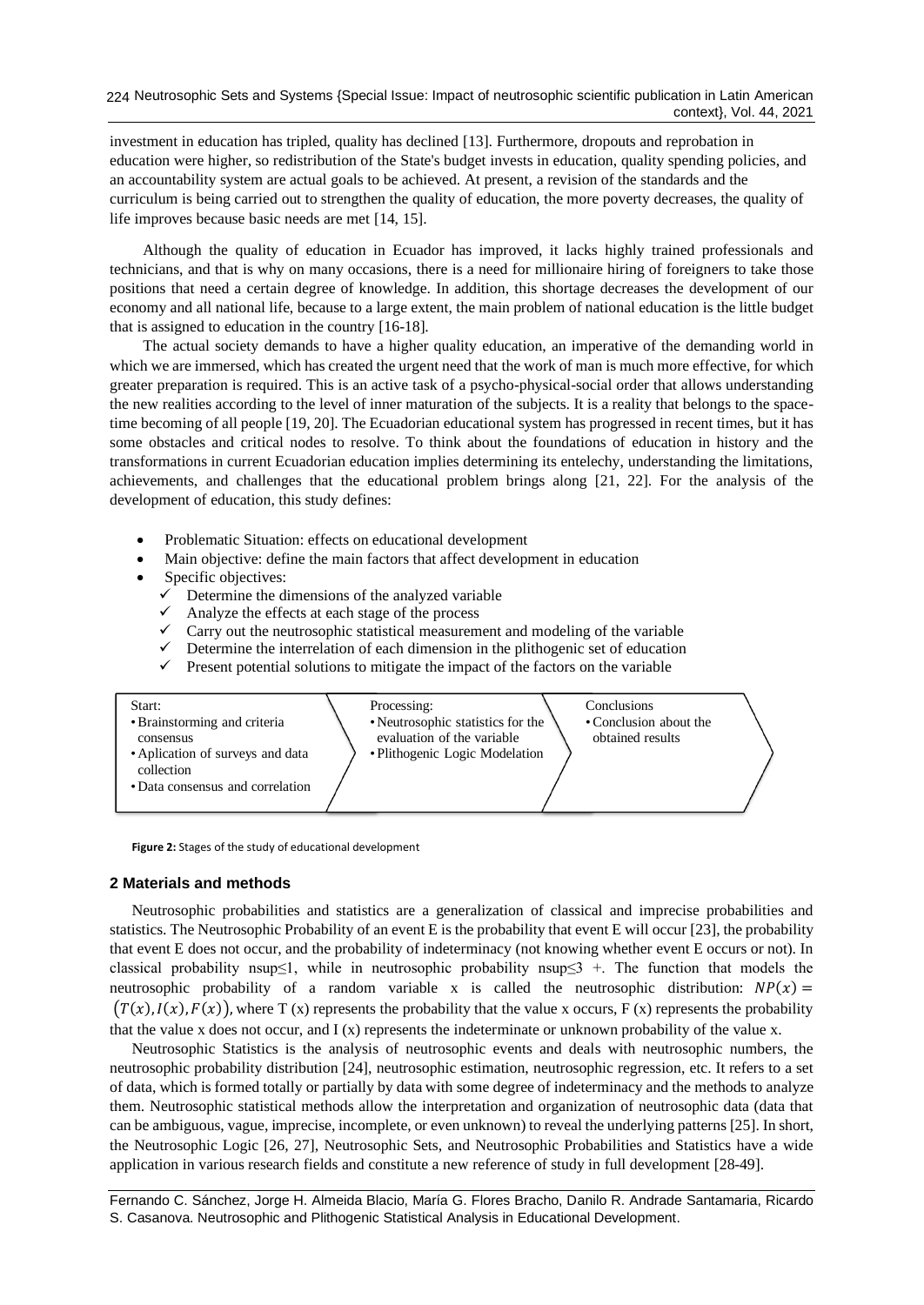investment in education has tripled, quality has declined [13]. Furthermore, dropouts and reprobation in education were higher, so redistribution of the State's budget invests in education, quality spending policies, and an accountability system are actual goals to be achieved. At present, a revision of the standards and the curriculum is being carried out to strengthen the quality of education, the more poverty decreases, the quality of life improves because basic needs are met [14, 15].

Although the quality of education in Ecuador has improved, it lacks highly trained professionals and technicians, and that is why on many occasions, there is a need for millionaire hiring of foreigners to take those positions that need a certain degree of knowledge. In addition, this shortage decreases the development of our economy and all national life, because to a large extent, the main problem of national education is the little budget that is assigned to education in the country [16-18].

The actual society demands to have a higher quality education, an imperative of the demanding world in which we are immersed, which has created the urgent need that the work of man is much more effective, for which greater preparation is required. This is an active task of a psycho-physical-social order that allows understanding the new realities according to the level of inner maturation of the subjects. It is a reality that belongs to the space-time becoming of all people [19, 20]. The Ecuadorian educational system has progressed in recent times, but it has some obstacles and critical nodes to resolve. To think about the foundations of education in history and the transformations in current Ecuadorian education implies determining its entelechy, understanding the limitations, achievements, and challenges that the educational problem brings along [21, 22]. For the analysis of the development of education, this study defines:

- Problematic Situation: effects on educational development
- Main objective: define the main factors that affect development in education
- Specific objectives:
  - ✓ Determine the dimensions of the analyzed variable
  - ✓ Analyze the effects at each stage of the process
  - ✓ Carry out the neutrosophic statistical measurement and modeling of the variable
  - ✓ Determine the interrelation of each dimension in the plithogenic set of education
  - ✓ Present potential solutions to mitigate the impact of the factors on the variable

| Start: | Processing: | Conclusions |
| --- | --- | --- |
| • Brainstorming and criteria consensus<br>• Aplication of surveys and data collection<br>• Data consensus and correlation | • Neutrosophic statistics for the evaluation of the variable<br>• Plithogenic Logic Modelation | • Conclusion about the obtained results |

**Figure 2:** Stages of the study of educational development

## 2 Materials and methods

Neutrosophic probabilities and statistics are a generalization of classical and imprecise probabilities and statistics. The Neutrosophic Probability of an event E is the probability that event E will occur [23], the probability that event E does not occur, and the probability of indeterminacy (not knowing whether event E occurs or not). In classical probability nsup≤1, while in neutrosophic probability nsup≤3 +. The function that models the neutrosophic probability of a random variable x is called the neutrosophic distribution: $NP(x) = (T(x), I(x), F(x))$, where T (x) represents the probability that the value x occurs, F (x) represents the probability that the value x does not occur, and I (x) represents the indeterminate or unknown probability of the value x.

Neutrosophic Statistics is the analysis of neutrosophic events and deals with neutrosophic numbers, the neutrosophic probability distribution [24], neutrosophic estimation, neutrosophic regression, etc. It refers to a set of data, which is formed totally or partially by data with some degree of indeterminacy and the methods to analyze them. Neutrosophic statistical methods allow the interpretation and organization of neutrosophic data (data that can be ambiguous, vague, imprecise, incomplete, or even unknown) to reveal the underlying patterns [25]. In short, the Neutrosophic Logic [26, 27], Neutrosophic Sets, and Neutrosophic Probabilities and Statistics have a wide application in various research fields and constitute a new reference of study in full development [28-49].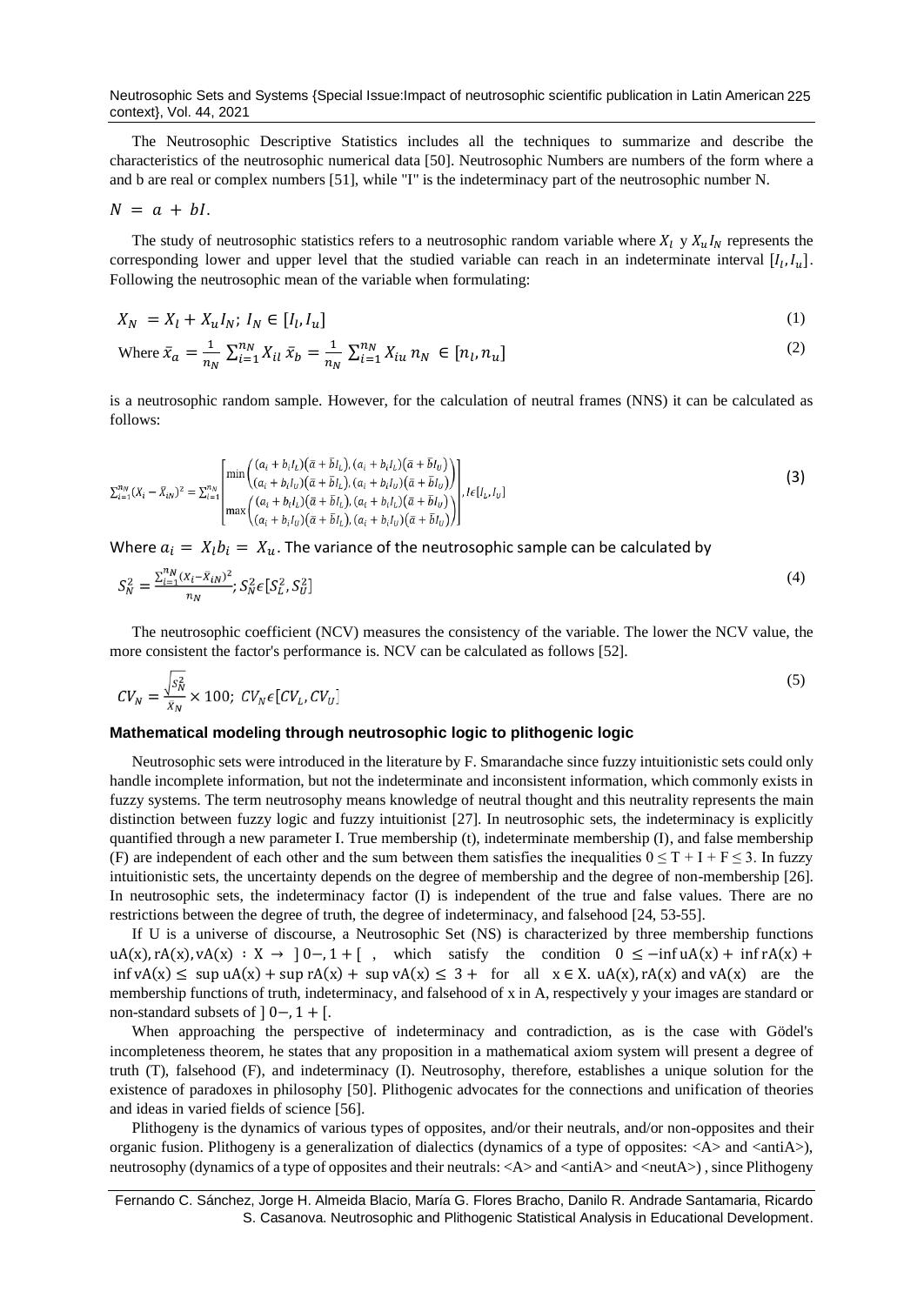The Neutrosophic Descriptive Statistics includes all the techniques to summarize and describe the characteristics of the neutrosophic numerical data [50]. Neutrosophic Numbers are numbers of the form where a and b are real or complex numbers [51], while "I" is the indeterminacy part of the neutrosophic number N.

$N = a + bI.$

The study of neutrosophic statistics refers to a neutrosophic random variable where $X_l$ y $X_u I_N$ represents the corresponding lower and upper level that the studied variable can reach in an indeterminate interval $[I_l, I_u]$. Following the neutrosophic mean of the variable when formulating:

$$X_N = X_l + X_u I_N;\ I_N \in [I_l, I_u] \tag{1}$$

$$\text{Where } \bar{x}_a = \frac{1}{n_N}\sum_{i=1}^{n_N} X_{il}\ \bar{x}_b = \frac{1}{n_N}\sum_{i=1}^{n_N} X_{iu}\ n_N \in [n_l, n_u] \tag{2}$$

is a neutrosophic random sample. However, for the calculation of neutral frames (NNS) it can be calculated as follows:

$$\sum_{i=1}^{n_N}(X_i - \bar{X}_{iN})^2 = \sum_{i=1}^{n_N}\begin{bmatrix} \min\begin{pmatrix} (a_i + b_i I_L)(\bar{a} + \bar{b} I_L), (a_i + b_i I_L)(\bar{a} + \bar{b} I_U) \\ (a_i + b_i I_U)(\bar{a} + \bar{b} I_L), (a_i + b_i I_U)(\bar{a} + \bar{b} I_U) \end{pmatrix} \\ \max\begin{pmatrix} (a_i + b_i I_L)(\bar{a} + \bar{b} I_L), (a_i + b_i I_L)(\bar{a} + \bar{b} I_U) \\ (a_i + b_i I_U)(\bar{a} + \bar{b} I_L), (a_i + b_i I_U)(\bar{a} + \bar{b} I_U) \end{pmatrix} \end{bmatrix}, I \epsilon [I_L, I_U] \tag{3}$$

Where $a_i = X_l b_i = X_u$. The variance of the neutrosophic sample can be calculated by

$$S_N^2 = \frac{\sum_{i=1}^{n_N}(X_i - \bar{X}_{iN})^2}{n_N};\ S_N^2 \epsilon [S_L^2, S_U^2] \tag{4}$$

The neutrosophic coefficient (NCV) measures the consistency of the variable. The lower the NCV value, the more consistent the factor's performance is. NCV can be calculated as follows [52].

$$CV_N = \frac{\sqrt{S_N^2}}{\bar{X}_N} \times 100;\ CV_N \epsilon [CV_L, CV_U] \tag{5}$$

### Mathematical modeling through neutrosophic logic to plithogenic logic

Neutrosophic sets were introduced in the literature by F. Smarandache since fuzzy intuitionistic sets could only handle incomplete information, but not the indeterminate and inconsistent information, which commonly exists in fuzzy systems. The term neutrosophy means knowledge of neutral thought and this neutrality represents the main distinction between fuzzy logic and fuzzy intuitionist [27]. In neutrosophic sets, the indeterminacy is explicitly quantified through a new parameter I. True membership (t), indeterminate membership (I), and false membership (F) are independent of each other and the sum between them satisfies the inequalities $0 \leq T + I + F \leq 3$. In fuzzy intuitionistic sets, the uncertainty depends on the degree of membership and the degree of non-membership [26]. In neutrosophic sets, the indeterminacy factor (I) is independent of the true and false values. There are no restrictions between the degree of truth, the degree of indeterminacy, and falsehood [24, 53-55].

If U is a universe of discourse, a Neutrosophic Set (NS) is characterized by three membership functions $uA(x), rA(x), vA(x) : X \rightarrow \,]0-, 1+[$, which satisfy the condition $0 \leq -\inf uA(x) + \inf rA(x) + \inf vA(x) \leq \sup uA(x) + \sup rA(x) + \sup vA(x) \leq 3+$ for all $x \in X$. $uA(x), rA(x)$ and $vA(x)$ are the membership functions of truth, indeterminacy, and falsehood of x in A, respectively y your images are standard or non-standard subsets of $]0-, 1+[$.

When approaching the perspective of indeterminacy and contradiction, as is the case with Gödel's incompleteness theorem, he states that any proposition in a mathematical axiom system will present a degree of truth (T), falsehood (F), and indeterminacy (I). Neutrosophy, therefore, establishes a unique solution for the existence of paradoxes in philosophy [50]. Plithogenic advocates for the connections and unification of theories and ideas in varied fields of science [56].

Plithogeny is the dynamics of various types of opposites, and/or their neutrals, and/or non-opposites and their organic fusion. Plithogeny is a generalization of dialectics (dynamics of a type of opposites: <A> and <antiA>), neutrosophy (dynamics of a type of opposites and their neutrals: <A> and <antiA> and <neutA>) , since Plithogeny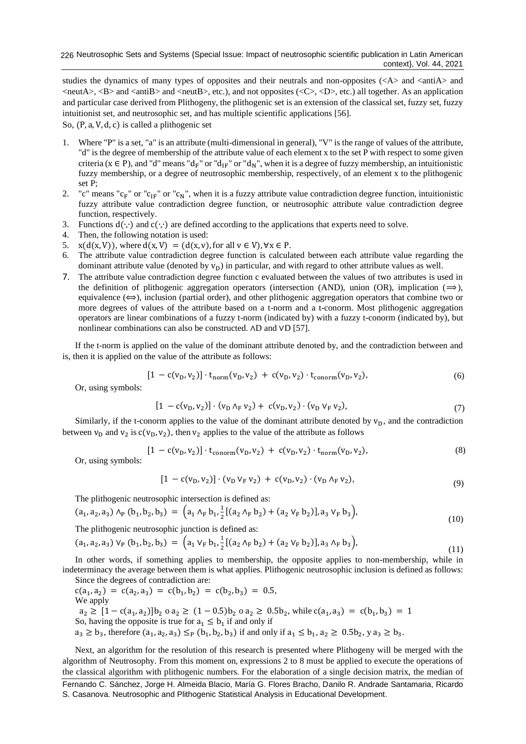studies the dynamics of many types of opposites and their neutrals and non-opposites (<A> and <antiA> and <neutA>, <B> and <antiB> and <neutB>, etc.), and not opposites (<C>, <D>, etc.) all together. As an application and particular case derived from Plithogeny, the plithogenic set is an extension of the classical set, fuzzy set, fuzzy intuitionist set, and neutrosophic set, and has multiple scientific applications [56].

So, $(P, a, V, d, c)$ is called a plithogenic set

1. Where "P" is a set, "a" is an attribute (multi-dimensional in general), "V" is the range of values of the attribute, "d" is the degree of membership of the attribute value of each element x to the set P with respect to some given criteria ($x \in P$), and "d" means "$d_F$" or "$d_{IF}$" or "$d_N$", when it is a degree of fuzzy membership, an intuitionistic fuzzy membership, or a degree of neutrosophic membership, respectively, of an element x to the plithogenic set P;
2. "c" means "$c_F$" or "$c_{IF}$" or "$c_N$", when it is a fuzzy attribute value contradiction degree function, intuitionistic fuzzy attribute value contradiction degree function, or neutrosophic attribute value contradiction degree function, respectively.
3. Functions $d(\cdot,\cdot)$ and $c(\cdot,\cdot)$ are defined according to the applications that experts need to solve.
4. Then, the following notation is used:
5. $x(d(x, V))$, where $d(x, V) = (d(x, v)$, for all $v \in V), \forall x \in P$.
6. The attribute value contradiction degree function is calculated between each attribute value regarding the dominant attribute value (denoted by $v_D$) in particular, and with regard to other attribute values as well.
7. The attribute value contradiction degree function c evaluated between the values of two attributes is used in the definition of plithogenic aggregation operators (intersection (AND), union (OR), implication ($\Longrightarrow$), equivalence ($\Longleftrightarrow$), inclusion (partial order), and other plithogenic aggregation operators that combine two or more degrees of values of the attribute based on a t-norm and a t-conorm. Most plithogenic aggregation operators are linear combinations of a fuzzy t-norm (indicated by) with a fuzzy t-conorm (indicated by), but nonlinear combinations can also be constructed. $\wedge$D and $\vee$D [57].

If the t-norm is applied on the value of the dominant attribute denoted by, and the contradiction between and is, then it is applied on the value of the attribute as follows:

$$[1 - c(v_D, v_2)] \cdot t_{norm}(v_D, v_2) + c(v_D, v_2) \cdot t_{conorm}(v_D, v_2), \tag{6}$$

Or, using symbols:

$$[1 - c(v_D, v_2)] \cdot (v_D \wedge_F v_2) + c(v_D, v_2) \cdot (v_D \vee_F v_2), \tag{7}$$

Similarly, if the t-conorm applies to the value of the dominant attribute denoted by $v_D$, and the contradiction between $v_D$ and $v_2$ is $c(v_D, v_2)$, then $v_2$ applies to the value of the attribute as follows

$$[1 - c(v_D, v_2)] \cdot t_{conorm}(v_D, v_2) + c(v_D, v_2) \cdot t_{norm}(v_D, v_2), \tag{8}$$

Or, using symbols:

$$[1 - c(v_D, v_2)] \cdot (v_D \vee_F v_2) + c(v_D, v_2) \cdot (v_D \wedge_F v_2), \tag{9}$$

The plithogenic neutrosophic intersection is defined as:

$$(a_1, a_2, a_3) \wedge_P (b_1, b_2, b_3) = \left(a_1 \wedge_F b_1, \frac{1}{2}[(a_2 \wedge_F b_2) + (a_2 \vee_F b_2)], a_3 \vee_F b_3\right), \tag{10}$$

The plithogenic neutrosophic junction is defined as:

$$(a_1, a_2, a_3) \vee_P (b_1, b_2, b_3) = \left(a_1 \vee_F b_1, \frac{1}{2}[(a_2 \wedge_F b_2) + (a_2 \vee_F b_2)], a_3 \wedge_F b_3\right), \tag{11}$$

In other words, if something applies to membership, the opposite applies to non-membership, while in indeterminacy the average between them is what applies. Plithogenic neutrosophic inclusion is defined as follows:

Since the degrees of contradiction are:

$c(a_1, a_2) = c(a_2, a_3) = c(b_1, b_2) = c(b_2, b_3) = 0.5$,

We apply

$a_2 \geq [1 - c(a_1, a_2)]b_2$ o $a_2 \geq (1 - 0.5)b_2$ o $a_2 \geq 0.5b_2$, while $c(a_1, a_3) = c(b_1, b_3) = 1$

So, having the opposite is true for $a_1 \leq b_1$ if and only if

$a_3 \geq b_3$, therefore $(a_1, a_2, a_3) \leq_P (b_1, b_2, b_3)$ if and only if $a_1 \leq b_1$, $a_2 \geq 0.5b_2$, y $a_3 \geq b_3$.

Next, an algorithm for the resolution of this research is presented where Plithogeny will be merged with the algorithm of Neutrosophy. From this moment on, expressions 2 to 8 must be applied to execute the operations of the classical algorithm with plithogenic numbers. For the elaboration of a single decision matrix, the median of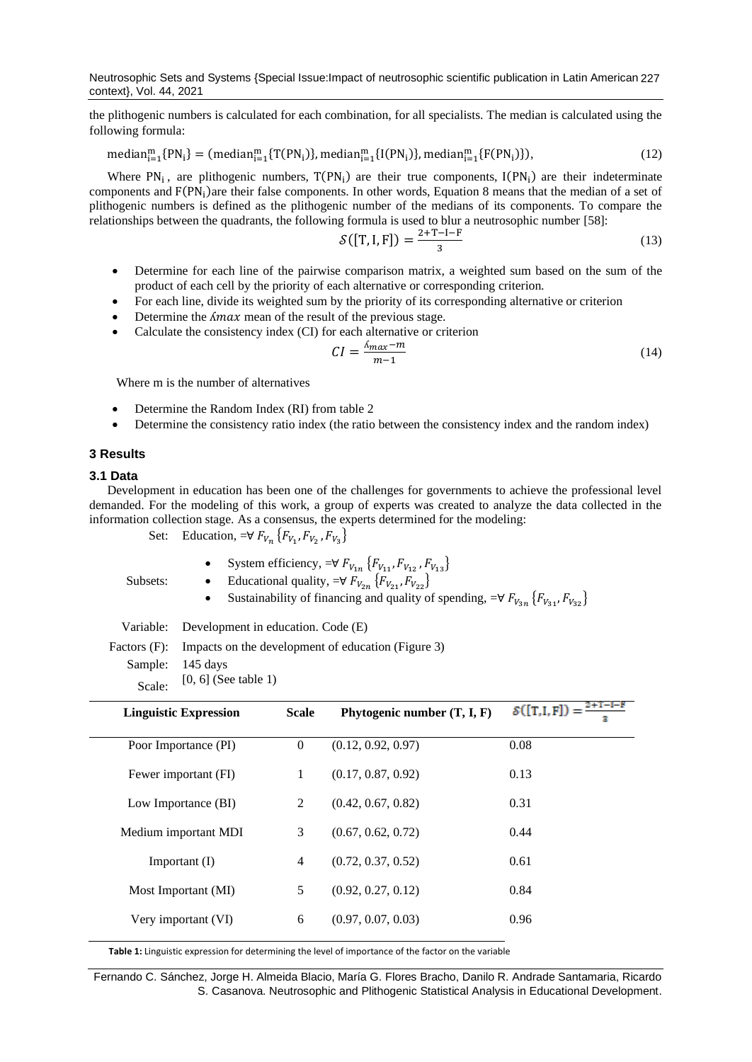the plithogenic numbers is calculated for each combination, for all specialists. The median is calculated using the following formula:

$$\text{median}_{i=1}^{m}\{PN_i\} = (\text{median}_{i=1}^{m}\{T(PN_i)\}, \text{median}_{i=1}^{m}\{I(PN_i)\}, \text{median}_{i=1}^{m}\{F(PN_i)\}), \tag{12}$$

Where $PN_i$, are plithogenic numbers, $T(PN_i)$ are their true components, $I(PN_i)$ are their indeterminate components and $F(PN_i)$are their false components. In other words, Equation 8 means that the median of a set of plithogenic numbers is defined as the plithogenic number of the medians of its components. To compare the relationships between the quadrants, the following formula is used to blur a neutrosophic number [58]:

$$\mathcal{S}([T, I, F]) = \frac{2+T-I-F}{3} \tag{13}$$

- Determine for each line of the pairwise comparison matrix, a weighted sum based on the sum of the product of each cell by the priority of each alternative or corresponding criterion.
- For each line, divide its weighted sum by the priority of its corresponding alternative or criterion
- Determine the $\lambda max$ mean of the result of the previous stage.
- Calculate the consistency index (CI) for each alternative or criterion

$$CI = \frac{\lambda_{max} - m}{m-1} \tag{14}$$

Where m is the number of alternatives

- Determine the Random Index (RI) from table 2
- Determine the consistency ratio index (the ratio between the consistency index and the random index)

## 3 Results

### 3.1 Data

Development in education has been one of the challenges for governments to achieve the professional level demanded. For the modeling of this work, a group of experts was created to analyze the data collected in the information collection stage. As a consensus, the experts determined for the modeling:

Set: Education, $=\forall F_{V_n}\{F_{V_1}, F_{V_2}, F_{V_3}\}$

Subsets:

- System efficiency, $=\forall F_{V_{1n}}\{F_{V_{11}}, F_{V_{12}}, F_{V_{13}}\}$
- Educational quality, $=\forall F_{V_{2n}}\{F_{V_{21}}, F_{V_{22}}\}$
- Sustainability of financing and quality of spending, $=\forall F_{V_{3n}}\{F_{V_{31}}, F_{V_{32}}\}$

Variable: Development in education. Code (E)

Factors (F): Impacts on the development of education (Figure 3)

Sample: 145 days

Scale: [0, 6] (See table 1)

| Linguistic Expression | Scale | Phytogenic number (T, I, F) | $\mathcal{S}([T,I,F]) = \frac{2+T-I-F}{3}$ |
|---|---|---|---|
| Poor Importance (PI) | 0 | (0.12, 0.92, 0.97) | 0.08 |
| Fewer important (FI) | 1 | (0.17, 0.87, 0.92) | 0.13 |
| Low Importance (BI) | 2 | (0.42, 0.67, 0.82) | 0.31 |
| Medium important MDI | 3 | (0.67, 0.62, 0.72) | 0.44 |
| Important (I) | 4 | (0.72, 0.37, 0.52) | 0.61 |
| Most Important (MI) | 5 | (0.92, 0.27, 0.12) | 0.84 |
| Very important (VI) | 6 | (0.97, 0.07, 0.03) | 0.96 |

**Table 1:** Linguistic expression for determining the level of importance of the factor on the variable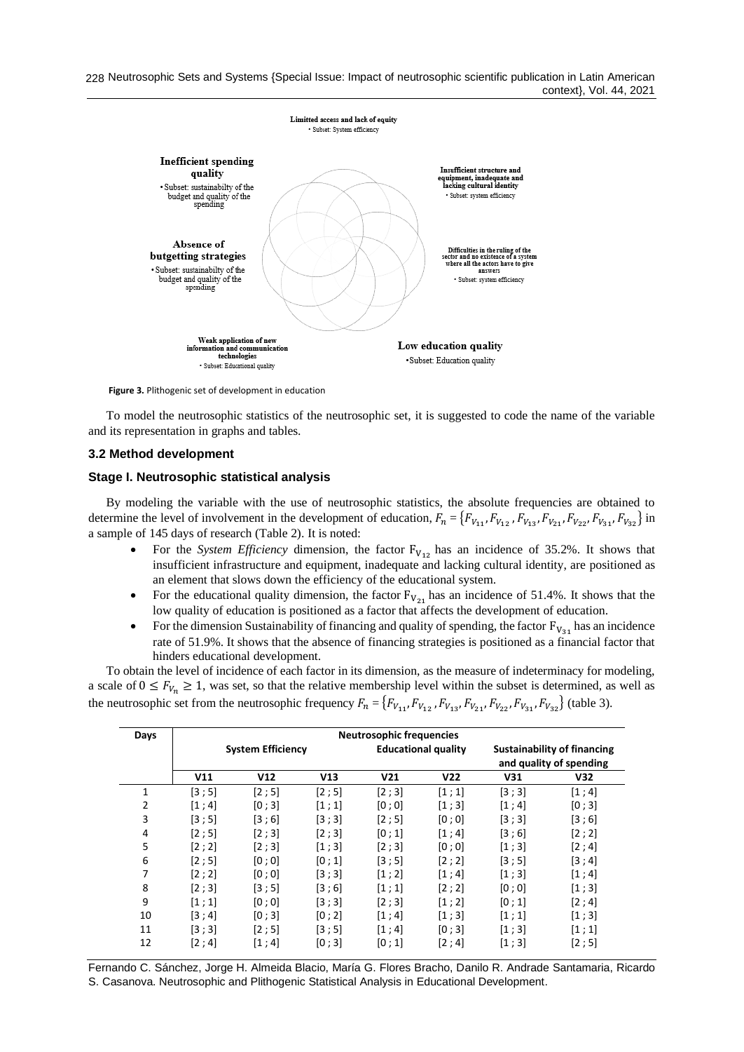Limitted access and lack of equity
• Subset: System efficiency

**Inefficient spending quality**
• Subset: sustainabilty of the budget and quality of the spending

**Insufficient structure and equipment, inadequate and lacking cultural identity**
• Subset: system efficiency

**Absence of butgetting strategies**
• Subset: sustainabilty of the budget and quality of the spending

**Difficulties in the ruling of the sector and no existence of a system where all the actors have to give answers**
• Subset: system efficiency

**Weak application of new information and communication technologies**
• Subset: Educational quality

**Low education quality**
• Subset: Education quality

**Figure 3.** Plithogenic set of development in education

To model the neutrosophic statistics of the neutrosophic set, it is suggested to code the name of the variable and its representation in graphs and tables.

### 3.2 Method development

### Stage I. Neutrosophic statistical analysis

By modeling the variable with the use of neutrosophic statistics, the absolute frequencies are obtained to determine the level of involvement in the development of education, $F_n = \{F_{V_{11}}, F_{V_{12}}, F_{V_{13}}, F_{V_{21}}, F_{V_{22}}, F_{V_{31}}, F_{V_{32}}\}$ in a sample of 145 days of research (Table 2). It is noted:

- For the *System Efficiency* dimension, the factor $F_{V_{12}}$ has an incidence of 35.2%. It shows that insufficient infrastructure and equipment, inadequate and lacking cultural identity, are positioned as an element that slows down the efficiency of the educational system.
- For the educational quality dimension, the factor $F_{V_{21}}$ has an incidence of 51.4%. It shows that the low quality of education is positioned as a factor that affects the development of education.
- For the dimension Sustainability of financing and quality of spending, the factor $F_{V_{31}}$ has an incidence rate of 51.9%. It shows that the absence of financing strategies is positioned as a financial factor that hinders educational development.

To obtain the level of incidence of each factor in its dimension, as the measure of indeterminacy for modeling, a scale of $0 \leq F_{V_n} \geq 1$, was set, so that the relative membership level within the subset is determined, as well as the neutrosophic set from the neutrosophic frequency $F_n = \{F_{V_{11}}, F_{V_{12}}, F_{V_{13}}, F_{V_{21}}, F_{V_{22}}, F_{V_{31}}, F_{V_{32}}\}$ (table 3).

| Days | Neutrosophic frequencies | | | | | | |
|---|---|---|---|---|---|---|---|
| | System Efficiency | | | Educational quality | | Sustainability of financing and quality of spending | |
| | V11 | V12 | V13 | V21 | V22 | V31 | V32 |
| 1 | [3 ; 5] | [2 ; 5] | [2 ; 5] | [2 ; 3] | [1 ; 1] | [3 ; 3] | [1 ; 4] |
| 2 | [1 ; 4] | [0 ; 3] | [1 ; 1] | [0 ; 0] | [1 ; 3] | [1 ; 4] | [0 ; 3] |
| 3 | [3 ; 5] | [3 ; 6] | [3 ; 3] | [2 ; 5] | [0 ; 0] | [3 ; 3] | [3 ; 6] |
| 4 | [2 ; 5] | [2 ; 3] | [2 ; 3] | [0 ; 1] | [1 ; 4] | [3 ; 6] | [2 ; 2] |
| 5 | [2 ; 2] | [2 ; 3] | [1 ; 3] | [2 ; 3] | [0 ; 0] | [1 ; 3] | [2 ; 4] |
| 6 | [2 ; 5] | [0 ; 0] | [0 ; 1] | [3 ; 5] | [2 ; 2] | [3 ; 5] | [3 ; 4] |
| 7 | [2 ; 2] | [0 ; 0] | [3 ; 3] | [1 ; 2] | [1 ; 4] | [1 ; 3] | [1 ; 4] |
| 8 | [2 ; 3] | [3 ; 5] | [3 ; 6] | [1 ; 1] | [2 ; 2] | [0 ; 0] | [1 ; 3] |
| 9 | [1 ; 1] | [0 ; 0] | [3 ; 3] | [2 ; 3] | [1 ; 2] | [0 ; 1] | [2 ; 4] |
| 10 | [3 ; 4] | [0 ; 3] | [0 ; 2] | [1 ; 4] | [1 ; 3] | [1 ; 1] | [1 ; 3] |
| 11 | [3 ; 3] | [2 ; 5] | [3 ; 5] | [1 ; 4] | [0 ; 3] | [1 ; 3] | [1 ; 1] |
| 12 | [2 ; 4] | [1 ; 4] | [0 ; 3] | [0 ; 1] | [2 ; 4] | [1 ; 3] | [2 ; 5] |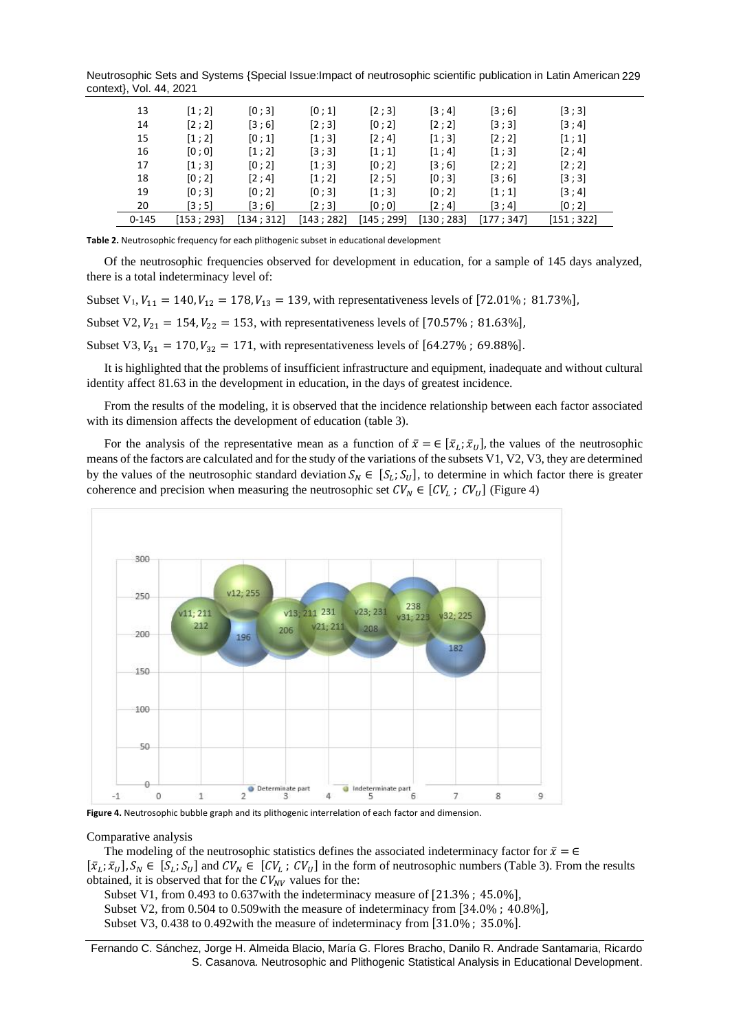| 13 | [1 ; 2] | [0 ; 3] | [0 ; 1] | [2 ; 3] | [3 ; 4] | [3 ; 6] | [3 ; 3] |
|---|---|---|---|---|---|---|---|
| 14 | [2 ; 2] | [3 ; 6] | [2 ; 3] | [0 ; 2] | [2 ; 2] | [3 ; 3] | [3 ; 4] |
| 15 | [1 ; 2] | [0 ; 1] | [1 ; 3] | [2 ; 4] | [1 ; 3] | [2 ; 2] | [1 ; 1] |
| 16 | [0 ; 0] | [1 ; 2] | [3 ; 3] | [1 ; 1] | [1 ; 4] | [1 ; 3] | [2 ; 4] |
| 17 | [1 ; 3] | [0 ; 2] | [1 ; 3] | [0 ; 2] | [3 ; 6] | [2 ; 2] | [2 ; 2] |
| 18 | [0 ; 2] | [2 ; 4] | [1 ; 2] | [2 ; 5] | [0 ; 3] | [3 ; 6] | [3 ; 3] |
| 19 | [0 ; 3] | [0 ; 2] | [0 ; 3] | [1 ; 3] | [0 ; 2] | [1 ; 1] | [3 ; 4] |
| 20 | [3 ; 5] | [3 ; 6] | [2 ; 3] | [0 ; 0] | [2 ; 4] | [3 ; 4] | [0 ; 2] |
| 0-145 | [153 ; 293] | [134 ; 312] | [143 ; 282] | [145 ; 299] | [130 ; 283] | [177 ; 347] | [151 ; 322] |

**Table 2.** Neutrosophic frequency for each plithogenic subset in educational development

Of the neutrosophic frequencies observed for development in education, for a sample of 145 days analyzed, there is a total indeterminacy level of:

Subset V1, $V_{11} = 140, V_{12} = 178, V_{13} = 139$, with representativeness levels of $[72.01\% ; 81.73\%]$,

Subset V2, $V_{21} = 154, V_{22} = 153$, with representativeness levels of $[70.57\% ; 81.63\%]$,

Subset V3, $V_{31} = 170, V_{32} = 171$, with representativeness levels of $[64.27\% ; 69.88\%]$.

It is highlighted that the problems of insufficient infrastructure and equipment, inadequate and without cultural identity affect 81.63 in the development in education, in the days of greatest incidence.

From the results of the modeling, it is observed that the incidence relationship between each factor associated with its dimension affects the development of education (table 3).

For the analysis of the representative mean as a function of $\bar{x} = \in [\bar{x}_L; \bar{x}_U]$, the values of the neutrosophic means of the factors are calculated and for the study of the variations of the subsets V1, V2, V3, they are determined by the values of the neutrosophic standard deviation $S_N \in [S_L; S_U]$, to determine in which factor there is greater coherence and precision when measuring the neutrosophic set $CV_N \in [CV_L ; CV_U]$ (Figure 4)

**Figure 4.** Neutrosophic bubble graph and its plithogenic interrelation of each factor and dimension.

Comparative analysis

The modeling of the neutrosophic statistics defines the associated indeterminacy factor for $\bar{x} = \in [\bar{x}_L; \bar{x}_U], S_N \in [S_L; S_U]$ and $CV_N \in [CV_L ; CV_U]$ in the form of neutrosophic numbers (Table 3). From the results obtained, it is observed that for the $CV_{NV}$ values for the:

Subset V1, from 0.493 to 0.637with the indeterminacy measure of $[21.3\% ; 45.0\%]$,

Subset V2, from 0.504 to 0.509with the measure of indeterminacy from $[34.0\% ; 40.8\%]$,

Subset V3, 0.438 to 0.492with the measure of indeterminacy from $[31.0\% ; 35.0\%]$.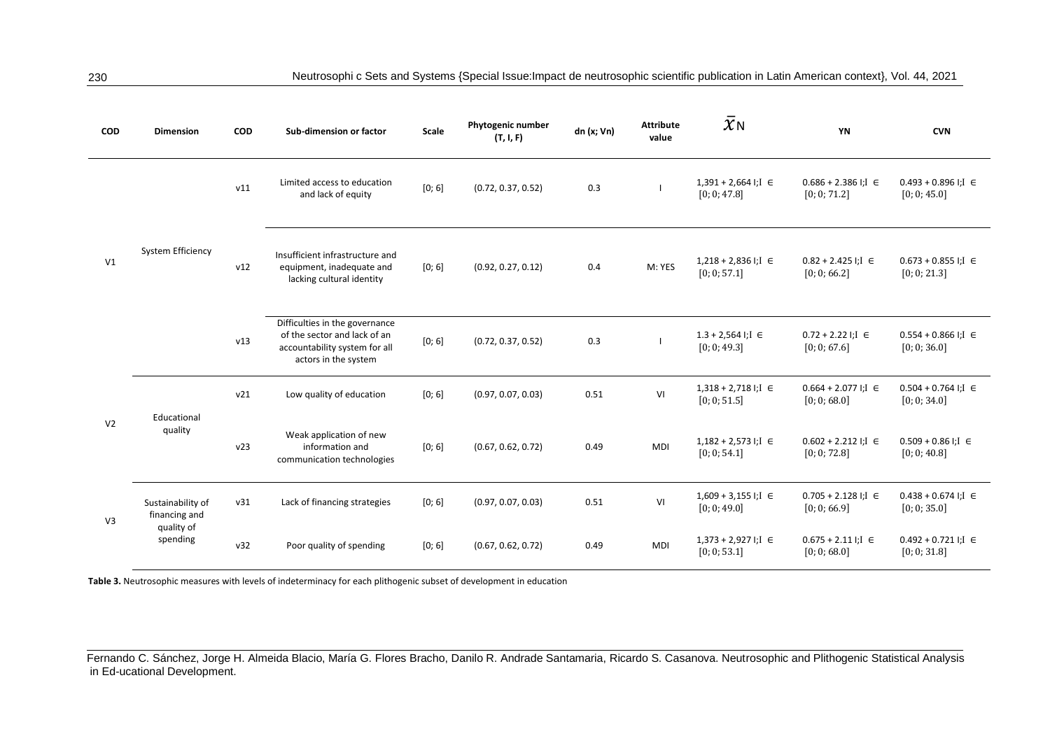| COD | Dimension | COD | Sub-dimension or factor | Scale | Phytogenic number (T, I, F) | dn (x; Vn) | Attribute value | $\bar{x}_N$ | YN | CVN |
|---|---|---|---|---|---|---|---|---|---|---|
| V1 | System Efficiency | v11 | Limited access to education and lack of equity | [0; 6] | (0.72, 0.37, 0.52) | 0.3 | I | 1,391 + 2,664 I;I $\in$ $[0; 0; 47.8]$ | 0.686 + 2.386 I;I $\in$ $[0; 0; 71.2]$ | 0.493 + 0.896 I;I $\in$ $[0; 0; 45.0]$ |
| | | v12 | Insufficient infrastructure and equipment, inadequate and lacking cultural identity | [0; 6] | (0.92, 0.27, 0.12) | 0.4 | M: YES | 1,218 + 2,836 I;I $\in$ $[0; 0; 57.1]$ | 0.82 + 2.425 I;I $\in$ $[0; 0; 66.2]$ | 0.673 + 0.855 I;I $\in$ $[0; 0; 21.3]$ |
| | | v13 | Difficulties in the governance of the sector and lack of an accountability system for all actors in the system | [0; 6] | (0.72, 0.37, 0.52) | 0.3 | I | 1.3 + 2,564 I;I $\in$ $[0; 0; 49.3]$ | 0.72 + 2.22 I;I $\in$ $[0; 0; 67.6]$ | 0.554 + 0.866 I;I $\in$ $[0; 0; 36.0]$ |
| V2 | Educational quality | v21 | Low quality of education | [0; 6] | (0.97, 0.07, 0.03) | 0.51 | VI | 1,318 + 2,718 I;I $\in$ $[0; 0; 51.5]$ | 0.664 + 2.077 I;I $\in$ $[0; 0; 68.0]$ | 0.504 + 0.764 I;I $\in$ $[0; 0; 34.0]$ |
| | | v23 | Weak application of new information and communication technologies | [0; 6] | (0.67, 0.62, 0.72) | 0.49 | MDI | 1,182 + 2,573 I;I $\in$ $[0; 0; 54.1]$ | 0.602 + 2.212 I;I $\in$ $[0; 0; 72.8]$ | 0.509 + 0.86 I;I $\in$ $[0; 0; 40.8]$ |
| V3 | Sustainability of financing and quality of spending | v31 | Lack of financing strategies | [0; 6] | (0.97, 0.07, 0.03) | 0.51 | VI | 1,609 + 3,155 I;I $\in$ $[0; 0; 49.0]$ | 0.705 + 2.128 I;I $\in$ $[0; 0; 66.9]$ | 0.438 + 0.674 I;I $\in$ $[0; 0; 35.0]$ |
| | | v32 | Poor quality of spending | [0; 6] | (0.67, 0.62, 0.72) | 0.49 | MDI | 1,373 + 2,927 I;I $\in$ $[0; 0; 53.1]$ | 0.675 + 2.11 I;I $\in$ $[0; 0; 68.0]$ | 0.492 + 0.721 I;I $\in$ $[0; 0; 31.8]$ |

**Table 3.** Neutrosophic measures with levels of indeterminacy for each plithogenic subset of development in education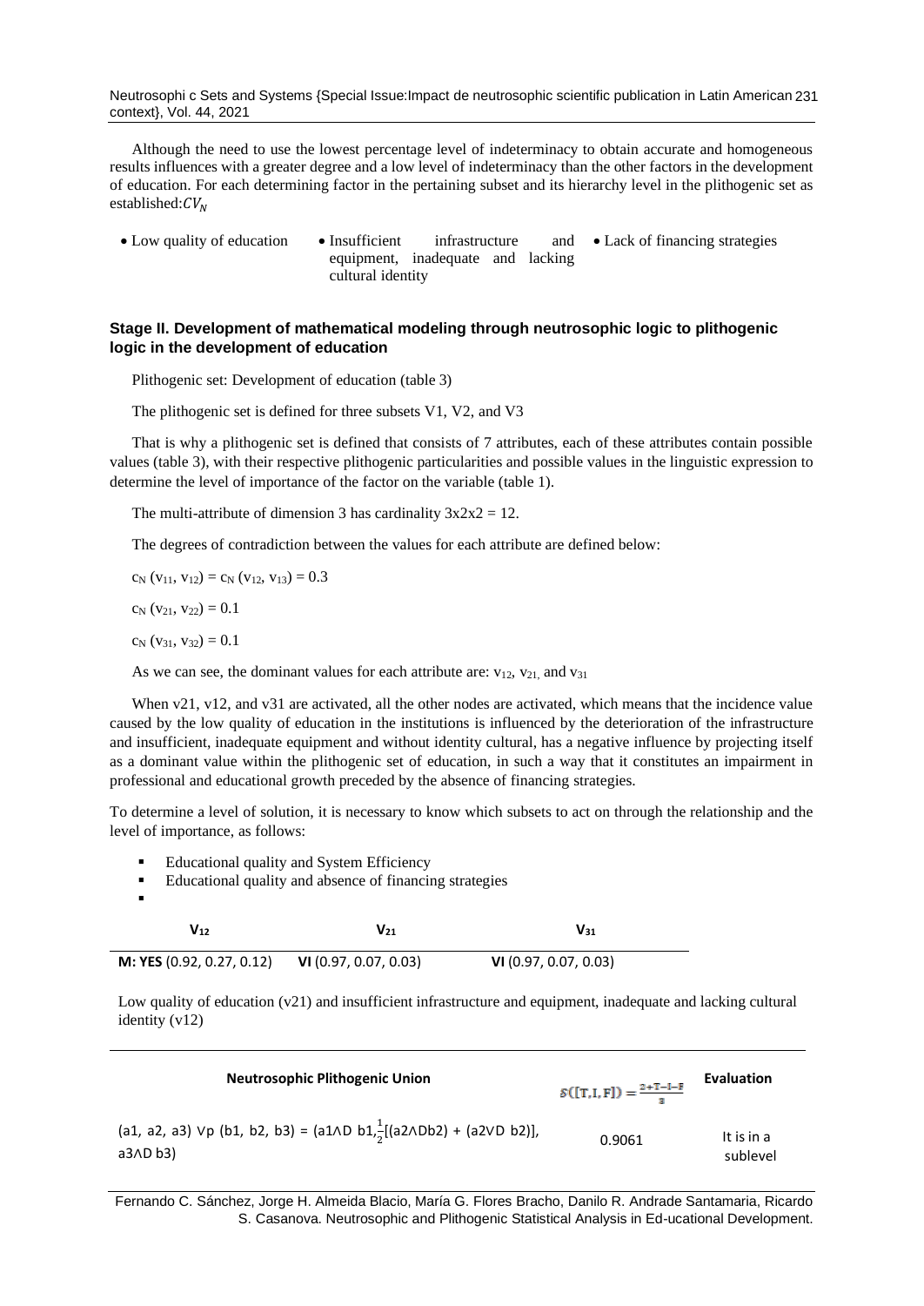Although the need to use the lowest percentage level of indeterminacy to obtain accurate and homogeneous results influences with a greater degree and a low level of indeterminacy than the other factors in the development of education. For each determining factor in the pertaining subset and its hierarchy level in the plithogenic set as established: $CV_N$

- Low quality of education
- Insufficient infrastructure and equipment, inadequate and lacking cultural identity
- Lack of financing strategies

### Stage II. Development of mathematical modeling through neutrosophic logic to plithogenic logic in the development of education

Plithogenic set: Development of education (table 3)

The plithogenic set is defined for three subsets V1, V2, and V3

That is why a plithogenic set is defined that consists of 7 attributes, each of these attributes contain possible values (table 3), with their respective plithogenic particularities and possible values in the linguistic expression to determine the level of importance of the factor on the variable (table 1).

The multi-attribute of dimension 3 has cardinality 3x2x2 = 12.

The degrees of contradiction between the values for each attribute are defined below:

$c_N(v_{11}, v_{12}) = c_N(v_{12}, v_{13}) = 0.3$

$c_N(v_{21}, v_{22}) = 0.1$

$c_N(v_{31}, v_{32}) = 0.1$

As we can see, the dominant values for each attribute are: $v_{12}$, $v_{21}$, and $v_{31}$

When v21, v12, and v31 are activated, all the other nodes are activated, which means that the incidence value caused by the low quality of education in the institutions is influenced by the deterioration of the infrastructure and insufficient, inadequate equipment and without identity cultural, has a negative influence by projecting itself as a dominant value within the plithogenic set of education, in such a way that it constitutes an impairment in professional and educational growth preceded by the absence of financing strategies.

To determine a level of solution, it is necessary to know which subsets to act on through the relationship and the level of importance, as follows:

- Educational quality and System Efficiency
- Educational quality and absence of financing strategies
- 

| $V_{12}$ | $V_{21}$ | $V_{31}$ |
|---|---|---|
| **M: YES** (0.92, 0.27, 0.12) | **VI** (0.97, 0.07, 0.03) | **VI** (0.97, 0.07, 0.03) |

Low quality of education (v21) and insufficient infrastructure and equipment, inadequate and lacking cultural identity (v12)

| Neutrosophic Plithogenic Union | $S([T,I,F]) = \frac{2+T-I-F}{3}$ | Evaluation |
|---|---|---|
| (a1, a2, a3) ∨p (b1, b2, b3) = (a1∧D b1, $\frac{1}{2}$[(a2∧Db2) + (a2∨D b2)], a3∧D b3) | 0.9061 | It is in a sublevel |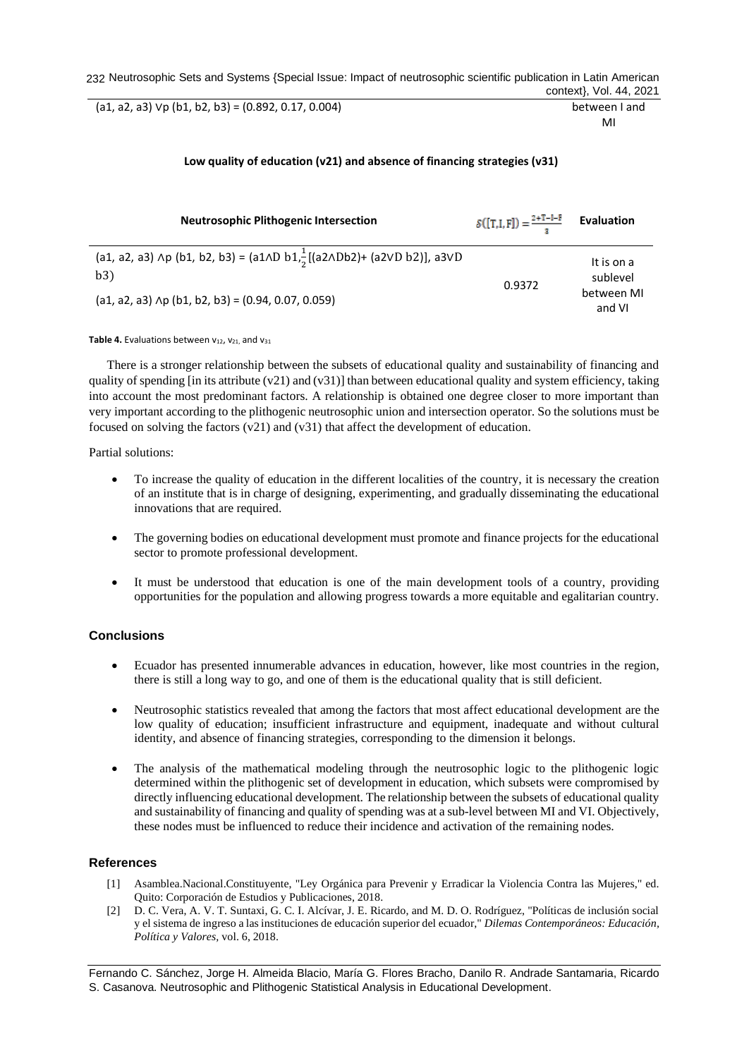| | | |
|---|---|---|
| (a1, a2, a3) ∨p (b1, b2, b3) = (0.892, 0.17, 0.004) | | between I and MI |

**Low quality of education (v21) and absence of financing strategies (v31)**

| Neutrosophic Plithogenic Intersection | $S([T,I,F]) = \frac{2+T-I-F}{3}$ | Evaluation |
|---|---|---|
| (a1, a2, a3) ∧p (b1, b2, b3) = (a1∧D b1, $\frac{1}{2}$[(a2∧Db2)+ (a2∨D b2)], a3∨D b3)<br>(a1, a2, a3) ∧p (b1, b2, b3) = (0.94, 0.07, 0.059) | 0.9372 | It is on a sublevel between MI and VI |

**Table 4.** Evaluations between $v_{12}$, $v_{21}$, and $v_{31}$

There is a stronger relationship between the subsets of educational quality and sustainability of financing and quality of spending [in its attribute (v21) and (v31)] than between educational quality and system efficiency, taking into account the most predominant factors. A relationship is obtained one degree closer to more important than very important according to the plithogenic neutrosophic union and intersection operator. So the solutions must be focused on solving the factors (v21) and (v31) that affect the development of education.

Partial solutions:

- To increase the quality of education in the different localities of the country, it is necessary the creation of an institute that is in charge of designing, experimenting, and gradually disseminating the educational innovations that are required.
- The governing bodies on educational development must promote and finance projects for the educational sector to promote professional development.
- It must be understood that education is one of the main development tools of a country, providing opportunities for the population and allowing progress towards a more equitable and egalitarian country.

## Conclusions

- Ecuador has presented innumerable advances in education, however, like most countries in the region, there is still a long way to go, and one of them is the educational quality that is still deficient.
- Neutrosophic statistics revealed that among the factors that most affect educational development are the low quality of education; insufficient infrastructure and equipment, inadequate and without cultural identity, and absence of financing strategies, corresponding to the dimension it belongs.
- The analysis of the mathematical modeling through the neutrosophic logic to the plithogenic logic determined within the plithogenic set of development in education, which subsets were compromised by directly influencing educational development. The relationship between the subsets of educational quality and sustainability of financing and quality of spending was at a sub-level between MI and VI. Objectively, these nodes must be influenced to reduce their incidence and activation of the remaining nodes.

## References

[1] Asamblea.Nacional.Constituyente, "Ley Orgánica para Prevenir y Erradicar la Violencia Contra las Mujeres," ed. Quito: Corporación de Estudios y Publicaciones, 2018.

[2] D. C. Vera, A. V. T. Suntaxi, G. C. I. Alcívar, J. E. Ricardo, and M. D. O. Rodríguez, "Políticas de inclusión social y el sistema de ingreso a las instituciones de educación superior del ecuador," *Dilemas Contemporáneos: Educación, Política y Valores,* vol. 6, 2018.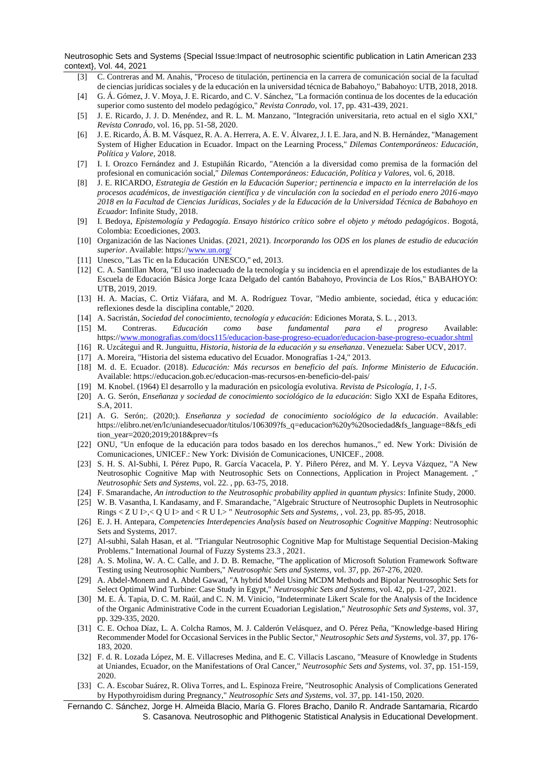[3] C. Contreras and M. Anahis, "Proceso de titulación, pertinencia en la carrera de comunicación social de la facultad de ciencias jurídicas sociales y de la educación en la universidad técnica de Babahoyo," Babahoyo: UTB, 2018, 2018.

[4] G. Á. Gómez, J. V. Moya, J. E. Ricardo, and C. V. Sánchez, "La formación continua de los docentes de la educación superior como sustento del modelo pedagógico," *Revista Conrado*, vol. 17, pp. 431-439, 2021.

[5] J. E. Ricardo, J. J. D. Menéndez, and R. L. M. Manzano, "Integración universitaria, reto actual en el siglo XXI," *Revista Conrado*, vol. 16, pp. 51-58, 2020.

[6] J. E. Ricardo, Á. B. M. Vásquez, R. A. A. Herrera, A. E. V. Álvarez, J. I. E. Jara, and N. B. Hernández, "Management System of Higher Education in Ecuador. Impact on the Learning Process," *Dilemas Contemporáneos: Educación, Política y Valore*, 2018.

[7] I. I. Orozco Fernández and J. Estupiñán Ricardo, "Atención a la diversidad como premisa de la formación del profesional en comunicación social," *Dilemas Contemporáneos: Educación, Política y Valores*, vol. 6, 2018.

[8] J. E. RICARDO, *Estrategia de Gestión en la Educación Superior; pertinencia e impacto en la interrelación de los procesos académicos, de investigación científica y de vinculación con la sociedad en el periodo enero 2016-mayo 2018 en la Facultad de Ciencias Jurídicas, Sociales y de la Educación de la Universidad Técnica de Babahoyo en Ecuador*: Infinite Study, 2018.

[9] I. Bedoya, *Epistemología y Pedagogía. Ensayo histórico crítico sobre el objeto y método pedagógicos*. Bogotá, Colombia: Ecoediciones, 2003.

[10] Organización de las Naciones Unidas. (2021, 2021). *Incorporando los ODS en los planes de estudio de educación superior*. Available: https://www.un.org/

[11] Unesco, "Las Tic en la Educación UNESCO," ed, 2013.

[12] C. A. Santillan Mora, "El uso inadecuado de la tecnología y su incidencia en el aprendizaje de los estudiantes de la Escuela de Educación Básica Jorge Icaza Delgado del cantón Babahoyo, Provincia de Los Ríos," BABAHOYO: UTB, 2019, 2019.

[13] H. A. Macías, C. Ortiz Viáfara, and M. A. Rodríguez Tovar, "Medio ambiente, sociedad, ética y educación: reflexiones desde la disciplina contable," 2020.

[14] A. Sacristán, *Sociedad del conocimiento, tecnología y educación*: Ediciones Morata, S. L. , 2013.

[15] M. Contreras. *Educación como base fundamental para el progreso* Available: https://www.monografias.com/docs115/educacion-base-progreso-ecuador/educacion-base-progreso-ecuador.shtml

[16] R. Uzcátegui and R. Junguittu, *Historia, historia de la educación y su enseñanza*. Venezuela: Saber UCV, 2017.

[17] A. Moreira, "Historia del sistema educativo del Ecuador. Monografías 1-24," 2013.

[18] M. d. E. Ecuador. (2018). *Educación: Más recursos en beneficio del país. Informe Ministerio de Educación*. Available: https://educacion.gob.ec/educacion-mas-recursos-en-beneficio-del-pais/

[19] M. Knobel. (1964) El desarrollo y la maduración en psicología evolutiva. *Revista de Psicología, 1, 1-5*.

[20] A. G. Serón, *Enseñanza y sociedad de conocimiento sociológico de la educación*: Siglo XXI de España Editores, S.A, 2011.

[21] A. G. Serón;. (2020;). *Enseñanza y sociedad de conocimiento sociológico de la educación*. Available: https://elibro.net/en/lc/uniandesecuador/titulos/106309?fs_q=educacion%20y%20sociedad&fs_language=8&fs_edition_year=2020;2019;2018&prev=fs

[22] ONU, "Un enfoque de la educación para todos basado en los derechos humanos.," ed. New York: División de Comunicaciones, UNICEF.: New York: División de Comunicaciones, UNICEF., 2008.

[23] S. H. S. Al-Subhi, I. Pérez Pupo, R. García Vacacela, P. Y. Piñero Pérez, and M. Y. Leyva Vázquez, "A New Neutrosophic Cognitive Map with Neutrosophic Sets on Connections, Application in Project Management. ," *Neutrosophic Sets and Systems*, vol. 22. , pp. 63-75, 2018.

[24] F. Smarandache, *An introduction to the Neutrosophic probability applied in quantum physics*: Infinite Study, 2000.

[25] W. B. Vasantha, I. Kandasamy, and F. Smarandache, "Algebraic Structure of Neutrosophic Duplets in Neutrosophic Rings < Z U I>,< Q U I> and < R U I.> " *Neutrosophic Sets and Systems,* , vol. 23, pp. 85-95, 2018.

[26] E. J. H. Antepara, *Competencies Interdepencies Analysis based on Neutrosophic Cognitive Mapping*: Neutrosophic Sets and Systems, 2017.

[27] Al-subhi, Salah Hasan, et al. "Triangular Neutrosophic Cognitive Map for Multistage Sequential Decision-Making Problems." International Journal of Fuzzy Systems 23.3 , 2021.

[28] A. S. Molina, W. A. C. Calle, and J. D. B. Remache, "The application of Microsoft Solution Framework Software Testing using Neutrosophic Numbers," *Neutrosophic Sets and Systems*, vol. 37, pp. 267-276, 2020.

[29] A. Abdel-Monem and A. Abdel Gawad, "A hybrid Model Using MCDM Methods and Bipolar Neutrosophic Sets for Select Optimal Wind Turbine: Case Study in Egypt," *Neutrosophic Sets and Systems*, vol. 42, pp. 1-27, 2021.

[30] M. E. Á. Tapia, D. C. M. Raúl, and C. N. M. Vinicio, "Indeterminate Likert Scale for the Analysis of the Incidence of the Organic Administrative Code in the current Ecuadorian Legislation," *Neutrosophic Sets and Systems*, vol. 37, pp. 329-335, 2020.

[31] C. E. Ochoa Díaz, L. A. Colcha Ramos, M. J. Calderón Velásquez, and O. Pérez Peña, "Knowledge-based Hiring Recommender Model for Occasional Services in the Public Sector," *Neutrosophic Sets and Systems*, vol. 37, pp. 176-183, 2020.

[32] F. d. R. Lozada López, M. E. Villacreses Medina, and E. C. Villacis Lascano, "Measure of Knowledge in Students at Uniandes, Ecuador, on the Manifestations of Oral Cancer," *Neutrosophic Sets and Systems*, vol. 37, pp. 151-159, 2020.

[33] C. A. Escobar Suárez, R. Oliva Torres, and L. Espinoza Freire, "Neutrosophic Analysis of Complications Generated by Hypothyroidism during Pregnancy," *Neutrosophic Sets and Systems*, vol. 37, pp. 141-150, 2020.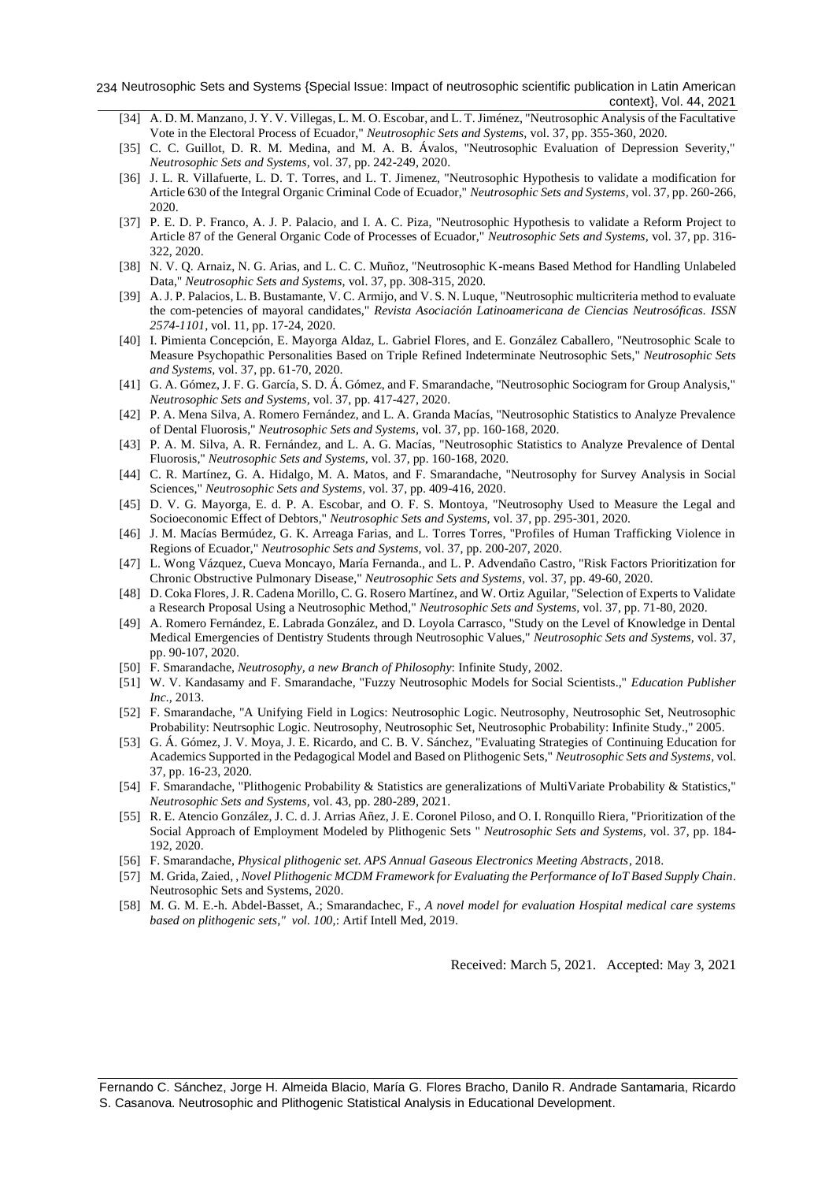[34] A. D. M. Manzano, J. Y. V. Villegas, L. M. O. Escobar, and L. T. Jiménez, "Neutrosophic Analysis of the Facultative Vote in the Electoral Process of Ecuador," *Neutrosophic Sets and Systems,* vol. 37, pp. 355-360, 2020.

[35] C. C. Guillot, D. R. M. Medina, and M. A. B. Ávalos, "Neutrosophic Evaluation of Depression Severity," *Neutrosophic Sets and Systems,* vol. 37, pp. 242-249, 2020.

[36] J. L. R. Villafuerte, L. D. T. Torres, and L. T. Jimenez, "Neutrosophic Hypothesis to validate a modification for Article 630 of the Integral Organic Criminal Code of Ecuador," *Neutrosophic Sets and Systems,* vol. 37, pp. 260-266, 2020.

[37] P. E. D. P. Franco, A. J. P. Palacio, and I. A. C. Piza, "Neutrosophic Hypothesis to validate a Reform Project to Article 87 of the General Organic Code of Processes of Ecuador," *Neutrosophic Sets and Systems,* vol. 37, pp. 316-322, 2020.

[38] N. V. Q. Arnaiz, N. G. Arias, and L. C. C. Muñoz, "Neutrosophic K-means Based Method for Handling Unlabeled Data," *Neutrosophic Sets and Systems,* vol. 37, pp. 308-315, 2020.

[39] A. J. P. Palacios, L. B. Bustamante, V. C. Armijo, and V. S. N. Luque, "Neutrosophic multicriteria method to evaluate the com-petencies of mayoral candidates," *Revista Asociación Latinoamericana de Ciencias Neutrosóficas. ISSN 2574-1101,* vol. 11, pp. 17-24, 2020.

[40] I. Pimienta Concepción, E. Mayorga Aldaz, L. Gabriel Flores, and E. González Caballero, "Neutrosophic Scale to Measure Psychopathic Personalities Based on Triple Refined Indeterminate Neutrosophic Sets," *Neutrosophic Sets and Systems,* vol. 37, pp. 61-70, 2020.

[41] G. A. Gómez, J. F. G. García, S. D. Á. Gómez, and F. Smarandache, "Neutrosophic Sociogram for Group Analysis," *Neutrosophic Sets and Systems,* vol. 37, pp. 417-427, 2020.

[42] P. A. Mena Silva, A. Romero Fernández, and L. A. Granda Macías, "Neutrosophic Statistics to Analyze Prevalence of Dental Fluorosis," *Neutrosophic Sets and Systems,* vol. 37, pp. 160-168, 2020.

[43] P. A. M. Silva, A. R. Fernández, and L. A. G. Macías, "Neutrosophic Statistics to Analyze Prevalence of Dental Fluorosis," *Neutrosophic Sets and Systems,* vol. 37, pp. 160-168, 2020.

[44] C. R. Martínez, G. A. Hidalgo, M. A. Matos, and F. Smarandache, "Neutrosophy for Survey Analysis in Social Sciences," *Neutrosophic Sets and Systems,* vol. 37, pp. 409-416, 2020.

[45] D. V. G. Mayorga, E. d. P. A. Escobar, and O. F. S. Montoya, "Neutrosophy Used to Measure the Legal and Socioeconomic Effect of Debtors," *Neutrosophic Sets and Systems,* vol. 37, pp. 295-301, 2020.

[46] J. M. Macías Bermúdez, G. K. Arreaga Farias, and L. Torres Torres, "Profiles of Human Trafficking Violence in Regions of Ecuador," *Neutrosophic Sets and Systems,* vol. 37, pp. 200-207, 2020.

[47] L. Wong Vázquez, Cueva Moncayo, María Fernanda., and L. P. Advendaño Castro, "Risk Factors Prioritization for Chronic Obstructive Pulmonary Disease," *Neutrosophic Sets and Systems,* vol. 37, pp. 49-60, 2020.

[48] D. Coka Flores, J. R. Cadena Morillo, C. G. Rosero Martínez, and W. Ortiz Aguilar, "Selection of Experts to Validate a Research Proposal Using a Neutrosophic Method," *Neutrosophic Sets and Systems,* vol. 37, pp. 71-80, 2020.

[49] A. Romero Fernández, E. Labrada González, and D. Loyola Carrasco, "Study on the Level of Knowledge in Dental Medical Emergencies of Dentistry Students through Neutrosophic Values," *Neutrosophic Sets and Systems,* vol. 37, pp. 90-107, 2020.

[50] F. Smarandache, *Neutrosophy, a new Branch of Philosophy*: Infinite Study, 2002.

[51] W. V. Kandasamy and F. Smarandache, "Fuzzy Neutrosophic Models for Social Scientists.," *Education Publisher Inc.,* 2013.

[52] F. Smarandache, "A Unifying Field in Logics: Neutrosophic Logic. Neutrosophy, Neutrosophic Set, Neutrosophic Probability: Neutrsophic Logic. Neutrosophy, Neutrosophic Set, Neutrosophic Probability: Infinite Study.," 2005.

[53] G. Á. Gómez, J. V. Moya, J. E. Ricardo, and C. B. V. Sánchez, "Evaluating Strategies of Continuing Education for Academics Supported in the Pedagogical Model and Based on Plithogenic Sets," *Neutrosophic Sets and Systems,* vol. 37, pp. 16-23, 2020.

[54] F. Smarandache, "Plithogenic Probability & Statistics are generalizations of MultiVariate Probability & Statistics," *Neutrosophic Sets and Systems,* vol. 43, pp. 280-289, 2021.

[55] R. E. Atencio González, J. C. d. J. Arrias Añez, J. E. Coronel Piloso, and O. I. Ronquillo Riera, "Prioritization of the Social Approach of Employment Modeled by Plithogenic Sets " *Neutrosophic Sets and Systems,* vol. 37, pp. 184-192, 2020.

[56] F. Smarandache, *Physical plithogenic set. APS Annual Gaseous Electronics Meeting Abstracts*, 2018.

[57] M. Grida, Zaied, , *Novel Plithogenic MCDM Framework for Evaluating the Performance of IoT Based Supply Chain*. Neutrosophic Sets and Systems, 2020.

[58] M. G. M. E.-h. Abdel-Basset, A.; Smarandachec, F., *A novel model for evaluation Hospital medical care systems based on plithogenic sets," vol. 100,*: Artif Intell Med, 2019.

Received: March 5, 2021. Accepted: May 3, 2021